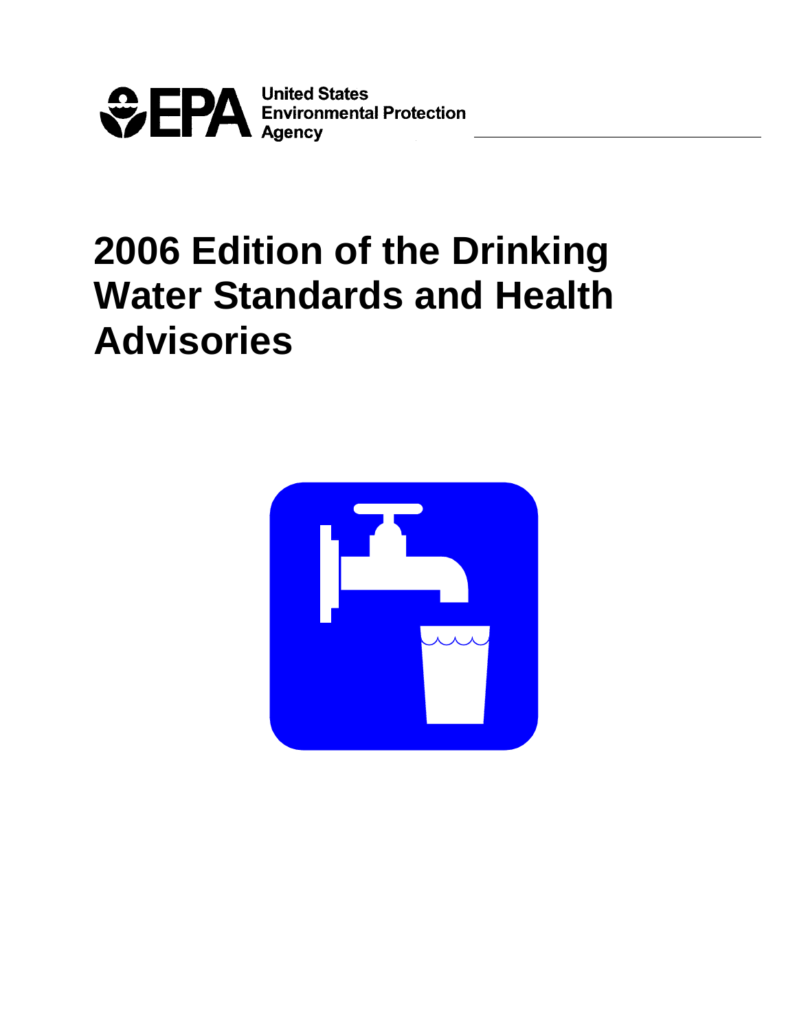United States Environmental Protection Agency

# 2006 Edition of the Drinking Water Standards and Health Advisories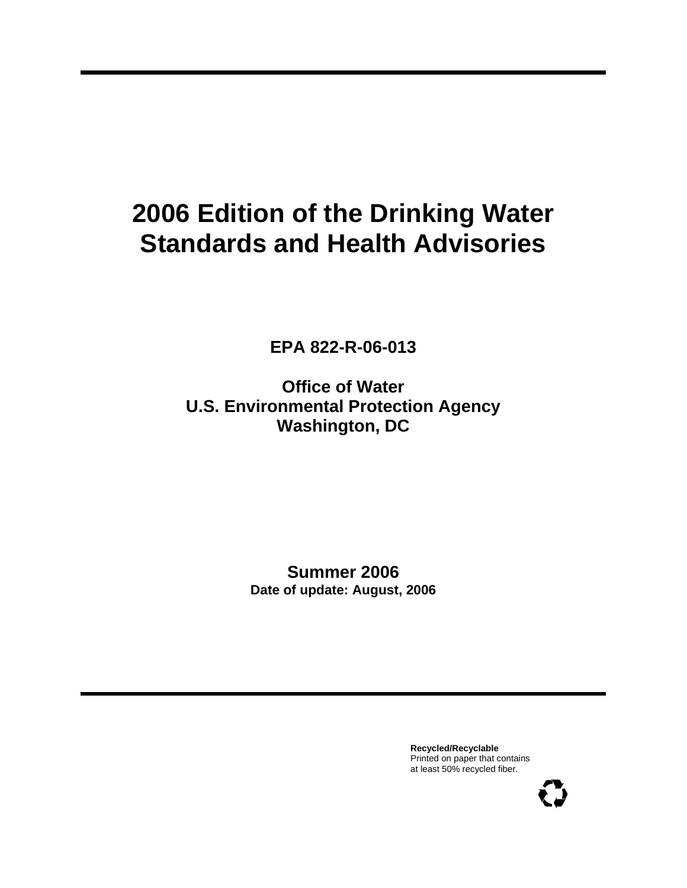# 2006 Edition of the Drinking Water Standards and Health Advisories

**EPA 822-R-06-013**

**Office of Water**
**U.S. Environmental Protection Agency**
**Washington, DC**

**Summer 2006**
**Date of update: August, 2006**

**Recycled/Recyclable**
Printed on paper that contains at least 50% recycled fiber.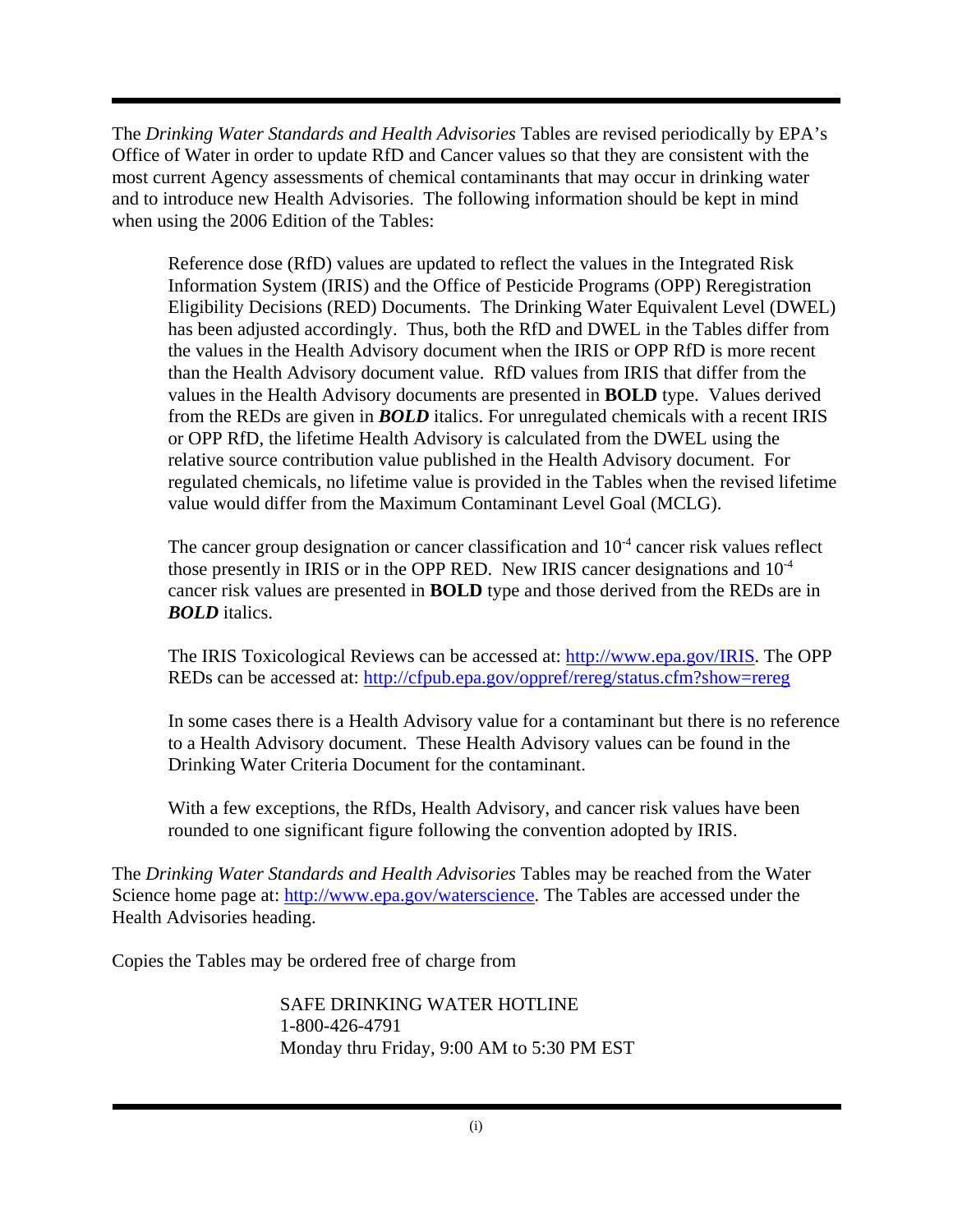The *Drinking Water Standards and Health Advisories* Tables are revised periodically by EPA's Office of Water in order to update RfD and Cancer values so that they are consistent with the most current Agency assessments of chemical contaminants that may occur in drinking water and to introduce new Health Advisories. The following information should be kept in mind when using the 2006 Edition of the Tables:

> Reference dose (RfD) values are updated to reflect the values in the Integrated Risk Information System (IRIS) and the Office of Pesticide Programs (OPP) Reregistration Eligibility Decisions (RED) Documents. The Drinking Water Equivalent Level (DWEL) has been adjusted accordingly. Thus, both the RfD and DWEL in the Tables differ from the values in the Health Advisory document when the IRIS or OPP RfD is more recent than the Health Advisory document value. RfD values from IRIS that differ from the values in the Health Advisory documents are presented in **BOLD** type. Values derived from the REDs are given in ***BOLD*** italics. For unregulated chemicals with a recent IRIS or OPP RfD, the lifetime Health Advisory is calculated from the DWEL using the relative source contribution value published in the Health Advisory document. For regulated chemicals, no lifetime value is provided in the Tables when the revised lifetime value would differ from the Maximum Contaminant Level Goal (MCLG).
>
> The cancer group designation or cancer classification and $10^{-4}$ cancer risk values reflect those presently in IRIS or in the OPP RED. New IRIS cancer designations and $10^{-4}$ cancer risk values are presented in **BOLD** type and those derived from the REDs are in ***BOLD*** italics.
>
> The IRIS Toxicological Reviews can be accessed at: http://www.epa.gov/IRIS. The OPP REDs can be accessed at: http://cfpub.epa.gov/oppref/rereg/status.cfm?show=rereg
>
> In some cases there is a Health Advisory value for a contaminant but there is no reference to a Health Advisory document. These Health Advisory values can be found in the Drinking Water Criteria Document for the contaminant.
>
> With a few exceptions, the RfDs, Health Advisory, and cancer risk values have been rounded to one significant figure following the convention adopted by IRIS.

The *Drinking Water Standards and Health Advisories* Tables may be reached from the Water Science home page at: http://www.epa.gov/waterscience. The Tables are accessed under the Health Advisories heading.

Copies the Tables may be ordered free of charge from

> SAFE DRINKING WATER HOTLINE
> 1-800-426-4791
> Monday thru Friday, 9:00 AM to 5:30 PM EST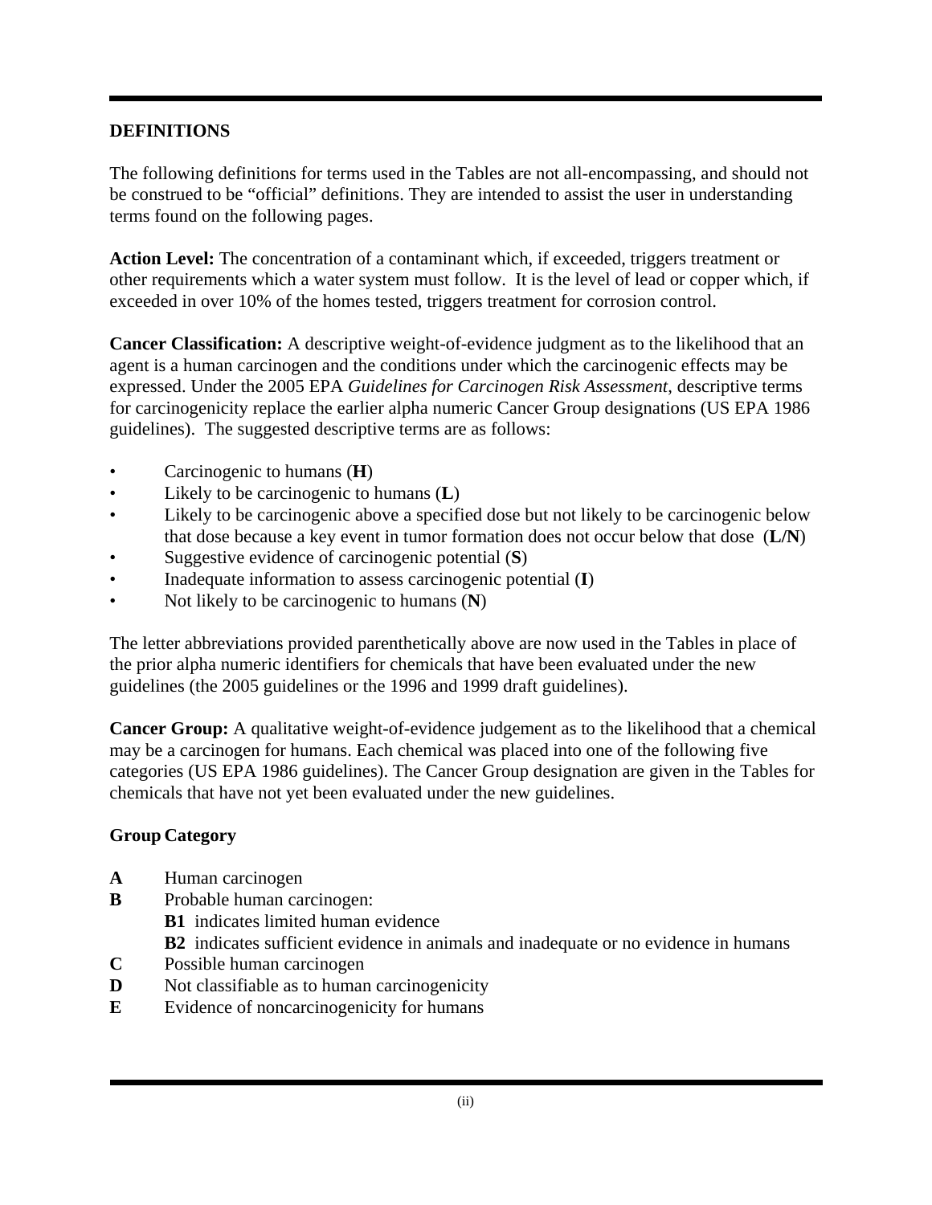## DEFINITIONS

The following definitions for terms used in the Tables are not all-encompassing, and should not be construed to be "official" definitions. They are intended to assist the user in understanding terms found on the following pages.

**Action Level:** The concentration of a contaminant which, if exceeded, triggers treatment or other requirements which a water system must follow. It is the level of lead or copper which, if exceeded in over 10% of the homes tested, triggers treatment for corrosion control.

**Cancer Classification:** A descriptive weight-of-evidence judgment as to the likelihood that an agent is a human carcinogen and the conditions under which the carcinogenic effects may be expressed. Under the 2005 EPA *Guidelines for Carcinogen Risk Assessment*, descriptive terms for carcinogenicity replace the earlier alpha numeric Cancer Group designations (US EPA 1986 guidelines). The suggested descriptive terms are as follows:

- Carcinogenic to humans (**H**)
- Likely to be carcinogenic to humans (**L**)
- Likely to be carcinogenic above a specified dose but not likely to be carcinogenic below that dose because a key event in tumor formation does not occur below that dose (**L/N**)
- Suggestive evidence of carcinogenic potential (**S**)
- Inadequate information to assess carcinogenic potential (**I**)
- Not likely to be carcinogenic to humans (**N**)

The letter abbreviations provided parenthetically above are now used in the Tables in place of the prior alpha numeric identifiers for chemicals that have been evaluated under the new guidelines (the 2005 guidelines or the 1996 and 1999 draft guidelines).

**Cancer Group:** A qualitative weight-of-evidence judgement as to the likelihood that a chemical may be a carcinogen for humans. Each chemical was placed into one of the following five categories (US EPA 1986 guidelines). The Cancer Group designation are given in the Tables for chemicals that have not yet been evaluated under the new guidelines.

| **Group** | **Category** |
|---|---|
| **A** | Human carcinogen |
| **B** | Probable human carcinogen:<br>**B1** indicates limited human evidence<br>**B2** indicates sufficient evidence in animals and inadequate or no evidence in humans |
| **C** | Possible human carcinogen |
| **D** | Not classifiable as to human carcinogenicity |
| **E** | Evidence of noncarcinogenicity for humans |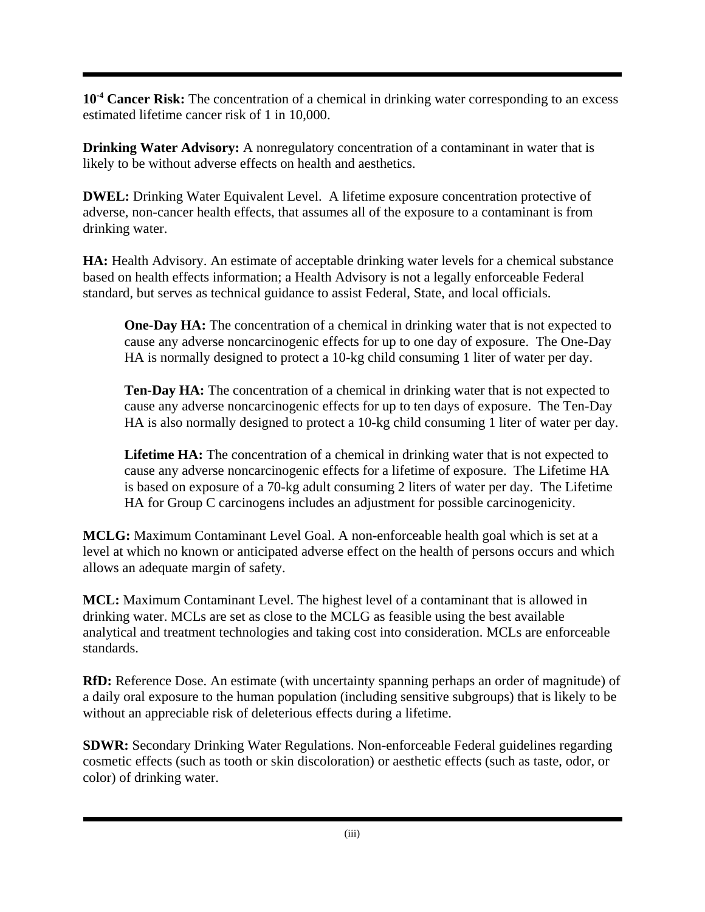**$10^{-4}$ Cancer Risk:** The concentration of a chemical in drinking water corresponding to an excess estimated lifetime cancer risk of 1 in 10,000.

**Drinking Water Advisory:** A nonregulatory concentration of a contaminant in water that is likely to be without adverse effects on health and aesthetics.

**DWEL:** Drinking Water Equivalent Level. A lifetime exposure concentration protective of adverse, non-cancer health effects, that assumes all of the exposure to a contaminant is from drinking water.

**HA:** Health Advisory. An estimate of acceptable drinking water levels for a chemical substance based on health effects information; a Health Advisory is not a legally enforceable Federal standard, but serves as technical guidance to assist Federal, State, and local officials.

> **One-Day HA:** The concentration of a chemical in drinking water that is not expected to cause any adverse noncarcinogenic effects for up to one day of exposure. The One-Day HA is normally designed to protect a 10-kg child consuming 1 liter of water per day.
>
> **Ten-Day HA:** The concentration of a chemical in drinking water that is not expected to cause any adverse noncarcinogenic effects for up to ten days of exposure. The Ten-Day HA is also normally designed to protect a 10-kg child consuming 1 liter of water per day.
>
> **Lifetime HA:** The concentration of a chemical in drinking water that is not expected to cause any adverse noncarcinogenic effects for a lifetime of exposure. The Lifetime HA is based on exposure of a 70-kg adult consuming 2 liters of water per day. The Lifetime HA for Group C carcinogens includes an adjustment for possible carcinogenicity.

**MCLG:** Maximum Contaminant Level Goal. A non-enforceable health goal which is set at a level at which no known or anticipated adverse effect on the health of persons occurs and which allows an adequate margin of safety.

**MCL:** Maximum Contaminant Level. The highest level of a contaminant that is allowed in drinking water. MCLs are set as close to the MCLG as feasible using the best available analytical and treatment technologies and taking cost into consideration. MCLs are enforceable standards.

**RfD:** Reference Dose. An estimate (with uncertainty spanning perhaps an order of magnitude) of a daily oral exposure to the human population (including sensitive subgroups) that is likely to be without an appreciable risk of deleterious effects during a lifetime.

**SDWR:** Secondary Drinking Water Regulations. Non-enforceable Federal guidelines regarding cosmetic effects (such as tooth or skin discoloration) or aesthetic effects (such as taste, odor, or color) of drinking water.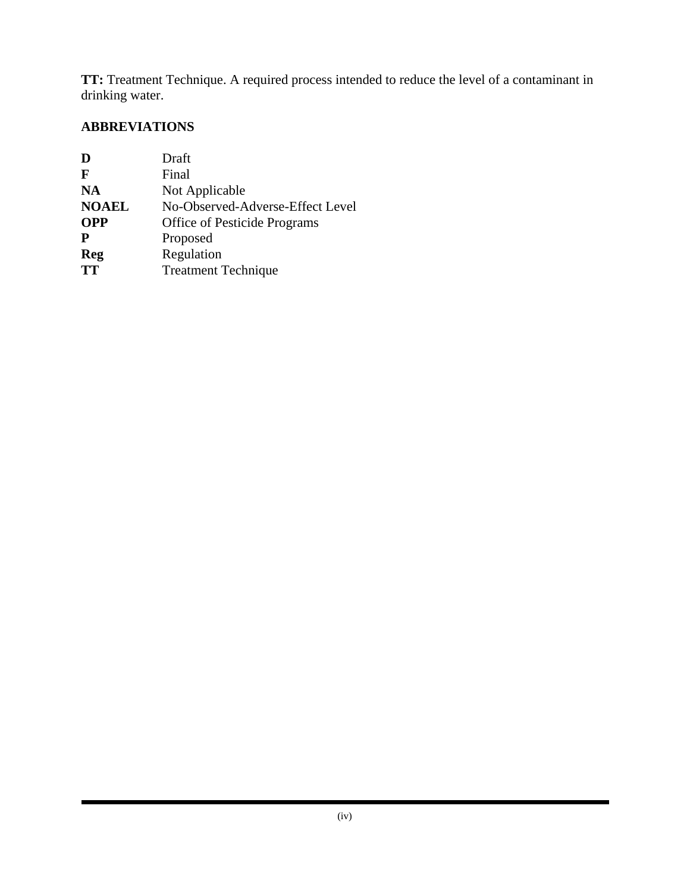**TT:** Treatment Technique. A required process intended to reduce the level of a contaminant in drinking water.

## ABBREVIATIONS

| | |
|---|---|
| **D** | Draft |
| **F** | Final |
| **NA** | Not Applicable |
| **NOAEL** | No-Observed-Adverse-Effect Level |
| **OPP** | Office of Pesticide Programs |
| **P** | Proposed |
| **Reg** | Regulation |
| **TT** | Treatment Technique |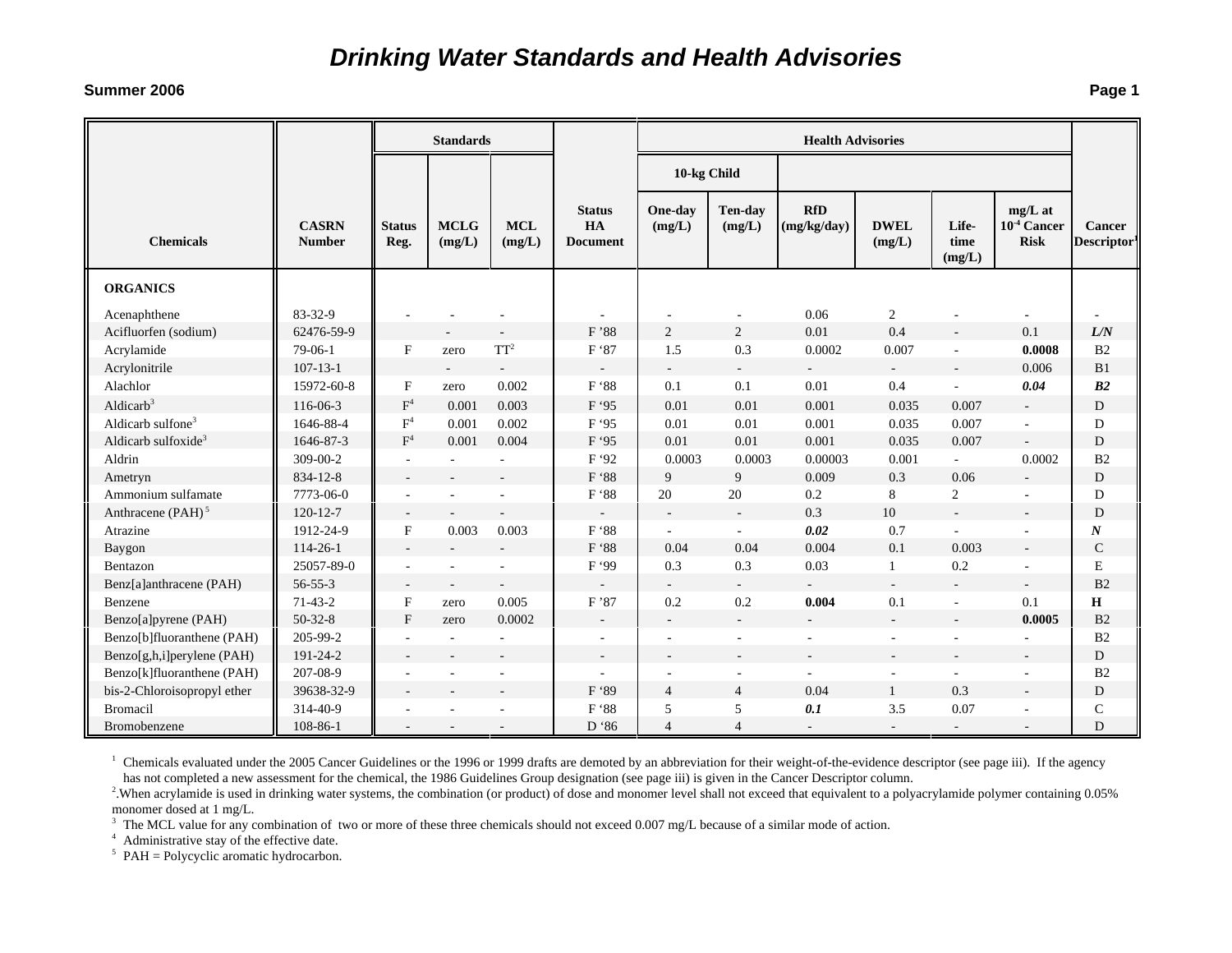# Drinking Water Standards and Health Advisories

**Summer 2006**

| Chemicals | CASRN Number | Standards | | | Status HA Document | Health Advisories | | | | | | Cancer Descriptor[1] |
|---|---|---|---|---|---|---|---|---|---|---|---|---|
| | | | | | | 10-kg Child | | | | | | |
| | | Status Reg. | MCLG (mg/L) | MCL (mg/L) | | One-day (mg/L) | Ten-day (mg/L) | RfD (mg/kg/day) | DWEL (mg/L) | Life-time (mg/L) | mg/L at $10^{-4}$ Cancer Risk | |
| **ORGANICS** | | | | | | | | | | | | |
| Acenaphthene | 83-32-9 | - | - | - | - | - | - | 0.06 | 2 | - | - | - |
| Acifluorfen (sodium) | 62476-59-9 | | - | - | F '88 | 2 | 2 | 0.01 | 0.4 | - | 0.1 | ***L/N*** |
| Acrylamide | 79-06-1 | F | zero | TT[2] | F '87 | 1.5 | 0.3 | 0.0002 | 0.007 | - | **0.0008** | B2 |
| Acrylonitrile | 107-13-1 | | - | - | - | - | - | - | - | - | 0.006 | B1 |
| Alachlor | 15972-60-8 | F | zero | 0.002 | F '88 | 0.1 | 0.1 | 0.01 | 0.4 | - | ***0.04*** | ***B2*** |
| Aldicarb[3] | 116-06-3 | F[4] | 0.001 | 0.003 | F '95 | 0.01 | 0.01 | 0.001 | 0.035 | 0.007 | - | D |
| Aldicarb sulfone[3] | 1646-88-4 | F[4] | 0.001 | 0.002 | F '95 | 0.01 | 0.01 | 0.001 | 0.035 | 0.007 | - | D |
| Aldicarb sulfoxide[3] | 1646-87-3 | F[4] | 0.001 | 0.004 | F '95 | 0.01 | 0.01 | 0.001 | 0.035 | 0.007 | - | D |
| Aldrin | 309-00-2 | - | - | - | F '92 | 0.0003 | 0.0003 | 0.00003 | 0.001 | - | 0.0002 | B2 |
| Ametryn | 834-12-8 | - | - | - | F '88 | 9 | 9 | 0.009 | 0.3 | 0.06 | - | D |
| Ammonium sulfamate | 7773-06-0 | - | - | - | F '88 | 20 | 20 | 0.2 | 8 | 2 | - | D |
| Anthracene (PAH)[5] | 120-12-7 | - | - | - | - | - | - | 0.3 | 10 | - | - | D |
| Atrazine | 1912-24-9 | F | 0.003 | 0.003 | F '88 | - | - | ***0.02*** | 0.7 | - | - | ***N*** |
| Baygon | 114-26-1 | - | - | - | F '88 | 0.04 | 0.04 | 0.004 | 0.1 | 0.003 | - | C |
| Bentazon | 25057-89-0 | - | - | - | F '99 | 0.3 | 0.3 | 0.03 | 1 | 0.2 | - | E |
| Benz[a]anthracene (PAH) | 56-55-3 | - | - | - | - | - | - | - | - | - | - | B2 |
| Benzene | 71-43-2 | F | zero | 0.005 | F '87 | 0.2 | 0.2 | **0.004** | 0.1 | - | 0.1 | **H** |
| Benzo[a]pyrene (PAH) | 50-32-8 | F | zero | 0.0002 | - | - | - | - | - | - | **0.0005** | B2 |
| Benzo[b]fluoranthene (PAH) | 205-99-2 | - | - | - | - | - | - | - | - | - | - | B2 |
| Benzo[g,h,i]perylene (PAH) | 191-24-2 | - | - | - | - | - | - | - | - | - | - | D |
| Benzo[k]fluoranthene (PAH) | 207-08-9 | - | - | - | - | - | - | - | - | - | - | B2 |
| bis-2-Chloroisopropyl ether | 39638-32-9 | - | - | - | F '89 | 4 | 4 | 0.04 | 1 | 0.3 | - | D |
| Bromacil | 314-40-9 | - | - | - | F '88 | 5 | 5 | ***0.1*** | 3.5 | 0.07 | - | C |
| Bromobenzene | 108-86-1 | - | - | - | D '86 | 4 | 4 | - | - | - | - | D |

[1] Chemicals evaluated under the 2005 Cancer Guidelines or the 1996 or 1999 drafts are demoted by an abbreviation for their weight-of-the-evidence descriptor (see page iii). If the agency has not completed a new assessment for the chemical, the 1986 Guidelines Group designation (see page iii) is given in the Cancer Descriptor column.

[2] When acrylamide is used in drinking water systems, the combination (or product) of dose and monomer level shall not exceed that equivalent to a polyacrylamide polymer containing 0.05% monomer dosed at 1 mg/L.

[3] The MCL value for any combination of two or more of these three chemicals should not exceed 0.007 mg/L because of a similar mode of action.

[4] Administrative stay of the effective date.

[5] PAH = Polycyclic aromatic hydrocarbon.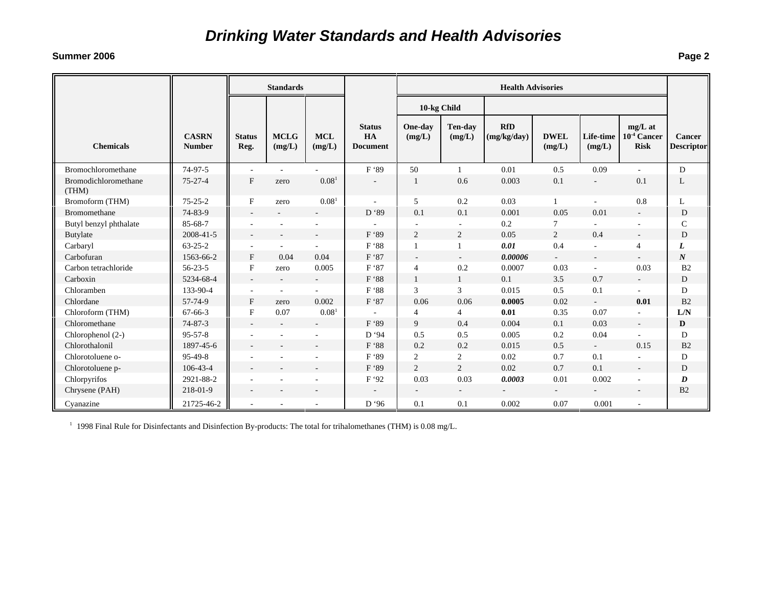# Drinking Water Standards and Health Advisories

**Summer 2006**

| | | Standards | | | | Health Advisories | | | | | | |
|---|---|---|---|---|---|---|---|---|---|---|---|---|
| | | | | | | 10-kg Child | | | | | | |
| **Chemicals** | **CASRN Number** | **Status Reg.** | **MCLG (mg/L)** | **MCL (mg/L)** | **Status HA Document** | **One-day (mg/L)** | **Ten-day (mg/L)** | **RfD (mg/kg/day)** | **DWEL (mg/L)** | **Life-time (mg/L)** | **mg/L at $10^{-4}$ Cancer Risk** | **Cancer Descriptor** |
| Bromochloromethane | 74-97-5 | - | - | - | F '89 | 50 | 1 | 0.01 | 0.5 | 0.09 | - | D |
| Bromodichloromethane (THM) | 75-27-4 | F | zero | 0.08[1] | - | 1 | 0.6 | 0.003 | 0.1 | - | 0.1 | L |
| Bromoform (THM) | 75-25-2 | F | zero | 0.08[1] | - | 5 | 0.2 | 0.03 | 1 | - | 0.8 | L |
| Bromomethane | 74-83-9 | - | - | - | D '89 | 0.1 | 0.1 | 0.001 | 0.05 | 0.01 | - | D |
| Butyl benzyl phthalate | 85-68-7 | - | - | - | - | - | - | 0.2 | 7 | - | - | C |
| Butylate | 2008-41-5 | - | - | - | F '89 | 2 | 2 | 0.05 | 2 | 0.4 | - | D |
| Carbaryl | 63-25-2 | - | - | - | F '88 | 1 | 1 | ***0.01*** | 0.4 | - | 4 | ***L*** |
| Carbofuran | 1563-66-2 | F | 0.04 | 0.04 | F '87 | - | - | ***0.00006*** | - | - | - | ***N*** |
| Carbon tetrachloride | 56-23-5 | F | zero | 0.005 | F '87 | 4 | 0.2 | 0.0007 | 0.03 | - | 0.03 | B2 |
| Carboxin | 5234-68-4 | - | - | - | F '88 | 1 | 1 | 0.1 | 3.5 | 0.7 | - | D |
| Chloramben | 133-90-4 | - | - | - | F '88 | 3 | 3 | 0.015 | 0.5 | 0.1 | - | D |
| Chlordane | 57-74-9 | F | zero | 0.002 | F '87 | 0.06 | 0.06 | **0.0005** | 0.02 | - | **0.01** | B2 |
| Chloroform (THM) | 67-66-3 | F | 0.07 | 0.08[1] | - | 4 | 4 | **0.01** | 0.35 | 0.07 | - | **L/N** |
| Chloromethane | 74-87-3 | - | - | - | F '89 | 9 | 0.4 | 0.004 | 0.1 | 0.03 | - | **D** |
| Chlorophenol (2-) | 95-57-8 | - | - | - | D '94 | 0.5 | 0.5 | 0.005 | 0.2 | 0.04 | - | D |
| Chlorothalonil | 1897-45-6 | - | - | - | F '88 | 0.2 | 0.2 | 0.015 | 0.5 | - | 0.15 | B2 |
| Chlorotoluene o- | 95-49-8 | - | - | - | F '89 | 2 | 2 | 0.02 | 0.7 | 0.1 | - | D |
| Chlorotoluene p- | 106-43-4 | - | - | - | F '89 | 2 | 2 | 0.02 | 0.7 | 0.1 | - | D |
| Chlorpyrifos | 2921-88-2 | - | - | - | F '92 | 0.03 | 0.03 | ***0.0003*** | 0.01 | 0.002 | - | ***D*** |
| Chrysene (PAH) | 218-01-9 | - | - | - | - | - | - | - | - | - | - | B2 |
| Cyanazine | 21725-46-2 | - | - | - | D '96 | 0.1 | 0.1 | 0.002 | 0.07 | 0.001 | - | |

[1] 1998 Final Rule for Disinfectants and Disinfection By-products: The total for trihalomethanes (THM) is 0.08 mg/L.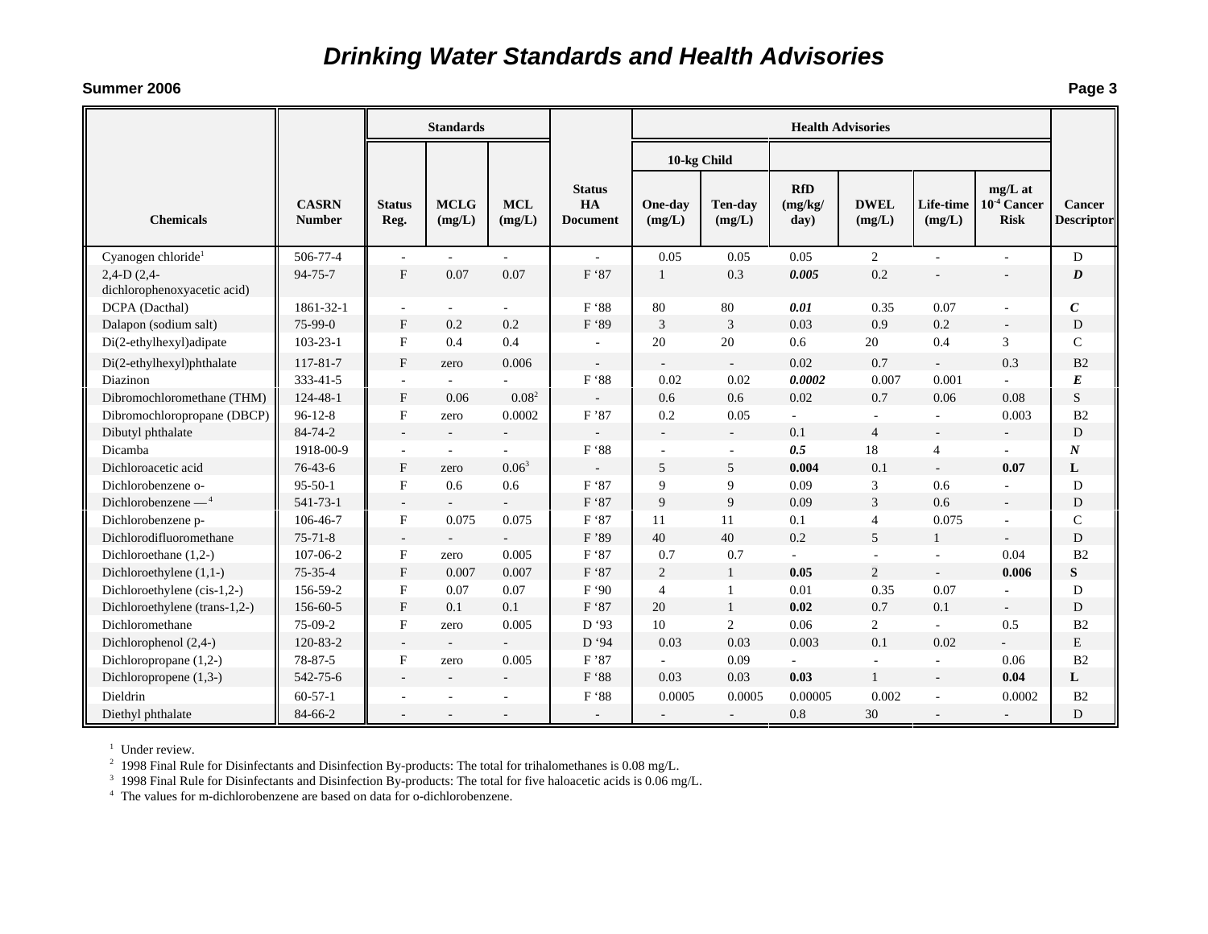## Drinking Water Standards and Health Advisories

| Chemicals | CASRN Number | Standards | | | Status HA Document | Health Advisories | | | | | | Cancer Descriptor |
|---|---|---|---|---|---|---|---|---|---|---|---|---|
| | | | | | | 10-kg Child | | | | | | |
| | | Status Reg. | MCLG (mg/L) | MCL (mg/L) | | One-day (mg/L) | Ten-day (mg/L) | RfD (mg/kg/ day) | DWEL (mg/L) | Life-time (mg/L) | mg/L at $10^{-4}$ Cancer Risk | |
| Cyanogen chloride[1] | 506-77-4 | - | - | - | - | 0.05 | 0.05 | 0.05 | 2 | - | - | D |
| 2,4-D (2,4-dichlorophenoxyacetic acid) | 94-75-7 | F | 0.07 | 0.07 | F '87 | 1 | 0.3 | ***0.005*** | 0.2 | - | - | ***D*** |
| DCPA (Dacthal) | 1861-32-1 | - | - | - | F '88 | 80 | 80 | ***0.01*** | 0.35 | 0.07 | - | ***C*** |
| Dalapon (sodium salt) | 75-99-0 | F | 0.2 | 0.2 | F '89 | 3 | 3 | 0.03 | 0.9 | 0.2 | - | D |
| Di(2-ethylhexyl)adipate | 103-23-1 | F | 0.4 | 0.4 | - | 20 | 20 | 0.6 | 20 | 0.4 | 3 | C |
| Di(2-ethylhexyl)phthalate | 117-81-7 | F | zero | 0.006 | - | - | - | 0.02 | 0.7 | - | 0.3 | B2 |
| Diazinon | 333-41-5 | - | - | - | F '88 | 0.02 | 0.02 | ***0.0002*** | 0.007 | 0.001 | - | ***E*** |
| Dibromochloromethane (THM) | 124-48-1 | F | 0.06 | 0.08[2] | - | 0.6 | 0.6 | 0.02 | 0.7 | 0.06 | 0.08 | S |
| Dibromochloropropane (DBCP) | 96-12-8 | F | zero | 0.0002 | F '87 | 0.2 | 0.05 | - | - | - | 0.003 | B2 |
| Dibutyl phthalate | 84-74-2 | - | - | - | - | - | - | 0.1 | 4 | - | - | D |
| Dicamba | 1918-00-9 | - | - | - | F '88 | - | - | ***0.5*** | 18 | 4 | - | ***N*** |
| Dichloroacetic acid | 76-43-6 | F | zero | 0.06[3] | - | 5 | 5 | **0.004** | 0.1 | - | **0.07** | **L** |
| Dichlorobenzene o- | 95-50-1 | F | 0.6 | 0.6 | F '87 | 9 | 9 | 0.09 | 3 | 0.6 | - | D |
| Dichlorobenzene —[4] | 541-73-1 | - | - | - | F '87 | 9 | 9 | 0.09 | 3 | 0.6 | - | D |
| Dichlorobenzene p- | 106-46-7 | F | 0.075 | 0.075 | F '87 | 11 | 11 | 0.1 | 4 | 0.075 | - | C |
| Dichlorodifluoromethane | 75-71-8 | - | - | - | F '89 | 40 | 40 | 0.2 | 5 | 1 | - | D |
| Dichloroethane (1,2-) | 107-06-2 | F | zero | 0.005 | F '87 | 0.7 | 0.7 | - | - | - | 0.04 | B2 |
| Dichloroethylene (1,1-) | 75-35-4 | F | 0.007 | 0.007 | F '87 | 2 | 1 | **0.05** | 2 | - | **0.006** | **S** |
| Dichloroethylene (cis-1,2-) | 156-59-2 | F | 0.07 | 0.07 | F '90 | 4 | 1 | 0.01 | 0.35 | 0.07 | - | D |
| Dichloroethylene (trans-1,2-) | 156-60-5 | F | 0.1 | 0.1 | F '87 | 20 | 1 | **0.02** | 0.7 | 0.1 | - | D |
| Dichloromethane | 75-09-2 | F | zero | 0.005 | D '93 | 10 | 2 | 0.06 | 2 | - | 0.5 | B2 |
| Dichlorophenol (2,4-) | 120-83-2 | - | - | - | D '94 | 0.03 | 0.03 | 0.003 | 0.1 | 0.02 | - | E |
| Dichloropropane (1,2-) | 78-87-5 | F | zero | 0.005 | F '87 | - | 0.09 | - | - | - | 0.06 | B2 |
| Dichloropropene (1,3-) | 542-75-6 | - | - | - | F '88 | 0.03 | 0.03 | **0.03** | 1 | - | **0.04** | **L** |
| Dieldrin | 60-57-1 | - | - | - | F '88 | 0.0005 | 0.0005 | 0.00005 | 0.002 | - | 0.0002 | B2 |
| Diethyl phthalate | 84-66-2 | - | - | - | - | - | - | 0.8 | 30 | - | - | D |

[1] Under review.

[2] 1998 Final Rule for Disinfectants and Disinfection By-products: The total for trihalomethanes is 0.08 mg/L.

[3] 1998 Final Rule for Disinfectants and Disinfection By-products: The total for five haloacetic acids is 0.06 mg/L.

[4] The values for m-dichlorobenzene are based on data for o-dichlorobenzene.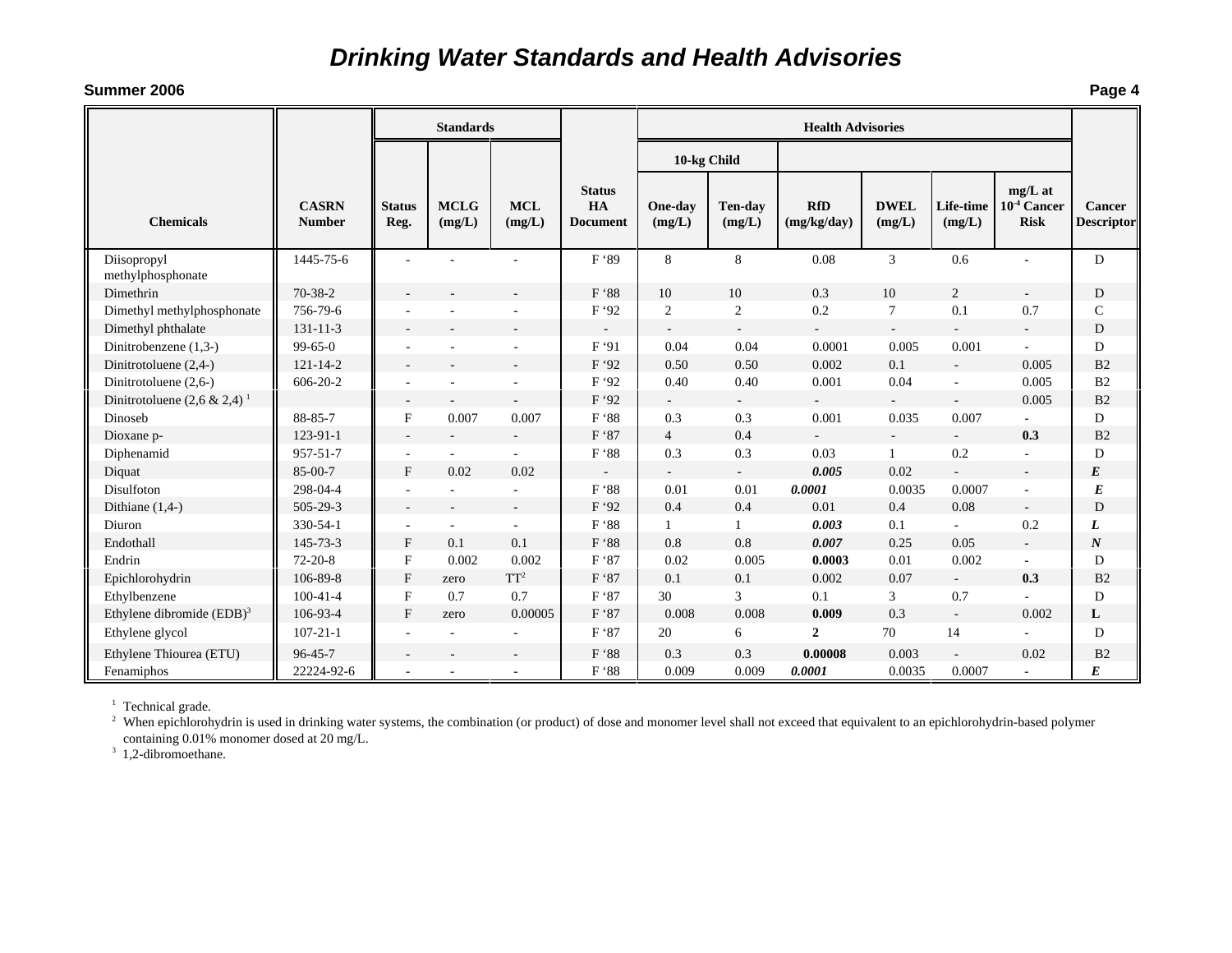# Drinking Water Standards and Health Advisories

**Summer 2006**

| Chemicals | CASRN Number | Standards | | | Status HA Document | Health Advisories | | | | | | Cancer Descriptor |
|---|---|---|---|---|---|---|---|---|---|---|---|---|
| | | | | | | 10-kg Child | | | | | | |
| | | Status Reg. | MCLG (mg/L) | MCL (mg/L) | | One-day (mg/L) | Ten-day (mg/L) | RfD (mg/kg/day) | DWEL (mg/L) | Life-time (mg/L) | mg/L at $10^{-4}$ Cancer Risk | |
| Diisopropyl methylphosphonate | 1445-75-6 | - | - | - | F '89 | 8 | 8 | 0.08 | 3 | 0.6 | - | D |
| Dimethrin | 70-38-2 | - | - | - | F '88 | 10 | 10 | 0.3 | 10 | 2 | - | D |
| Dimethyl methylphosphonate | 756-79-6 | - | - | - | F '92 | 2 | 2 | 0.2 | 7 | 0.1 | 0.7 | C |
| Dimethyl phthalate | 131-11-3 | - | - | - | - | - | - | - | - | - | - | D |
| Dinitrobenzene (1,3-) | 99-65-0 | - | - | - | F '91 | 0.04 | 0.04 | 0.0001 | 0.005 | 0.001 | - | D |
| Dinitrotoluene (2,4-) | 121-14-2 | - | - | - | F '92 | 0.50 | 0.50 | 0.002 | 0.1 | - | 0.005 | B2 |
| Dinitrotoluene (2,6-) | 606-20-2 | - | - | - | F '92 | 0.40 | 0.40 | 0.001 | 0.04 | - | 0.005 | B2 |
| Dinitrotoluene (2,6 & 2,4) [1] | | - | - | - | F '92 | - | - | - | - | - | 0.005 | B2 |
| Dinoseb | 88-85-7 | F | 0.007 | 0.007 | F '88 | 0.3 | 0.3 | 0.001 | 0.035 | 0.007 | - | D |
| Dioxane p- | 123-91-1 | - | - | - | F '87 | 4 | 0.4 | - | - | - | **0.3** | B2 |
| Diphenamid | 957-51-7 | - | - | - | F '88 | 0.3 | 0.3 | 0.03 | 1 | 0.2 | - | D |
| Diquat | 85-00-7 | F | 0.02 | 0.02 | - | - | - | ***0.005*** | 0.02 | - | - | ***E*** |
| Disulfoton | 298-04-4 | - | - | - | F '88 | 0.01 | 0.01 | ***0.0001*** | 0.0035 | 0.0007 | - | ***E*** |
| Dithiane (1,4-) | 505-29-3 | - | - | - | F '92 | 0.4 | 0.4 | 0.01 | 0.4 | 0.08 | - | D |
| Diuron | 330-54-1 | - | - | - | F '88 | 1 | 1 | ***0.003*** | 0.1 | - | 0.2 | ***L*** |
| Endothall | 145-73-3 | F | 0.1 | 0.1 | F '88 | 0.8 | 0.8 | ***0.007*** | 0.25 | 0.05 | - | ***N*** |
| Endrin | 72-20-8 | F | 0.002 | 0.002 | F '87 | 0.02 | 0.005 | **0.0003** | 0.01 | 0.002 | - | D |
| Epichlorohydrin | 106-89-8 | F | zero | TT[2] | F '87 | 0.1 | 0.1 | 0.002 | 0.07 | - | **0.3** | B2 |
| Ethylbenzene | 100-41-4 | F | 0.7 | 0.7 | F '87 | 30 | 3 | 0.1 | 3 | 0.7 | - | D |
| Ethylene dibromide (EDB)[3] | 106-93-4 | F | zero | 0.00005 | F '87 | 0.008 | 0.008 | **0.009** | 0.3 | - | 0.002 | **L** |
| Ethylene glycol | 107-21-1 | - | - | - | F '87 | 20 | 6 | **2** | 70 | 14 | - | D |
| Ethylene Thiourea (ETU) | 96-45-7 | - | - | - | F '88 | 0.3 | 0.3 | **0.00008** | 0.003 | - | 0.02 | B2 |
| Fenamiphos | 22224-92-6 | - | - | - | F '88 | 0.009 | 0.009 | ***0.0001*** | 0.0035 | 0.0007 | - | ***E*** |

[1] Technical grade.

[2] When epichlorohydrin is used in drinking water systems, the combination (or product) of dose and monomer level shall not exceed that equivalent to an epichlorohydrin-based polymer containing 0.01% monomer dosed at 20 mg/L.

[3] 1,2-dibromoethane.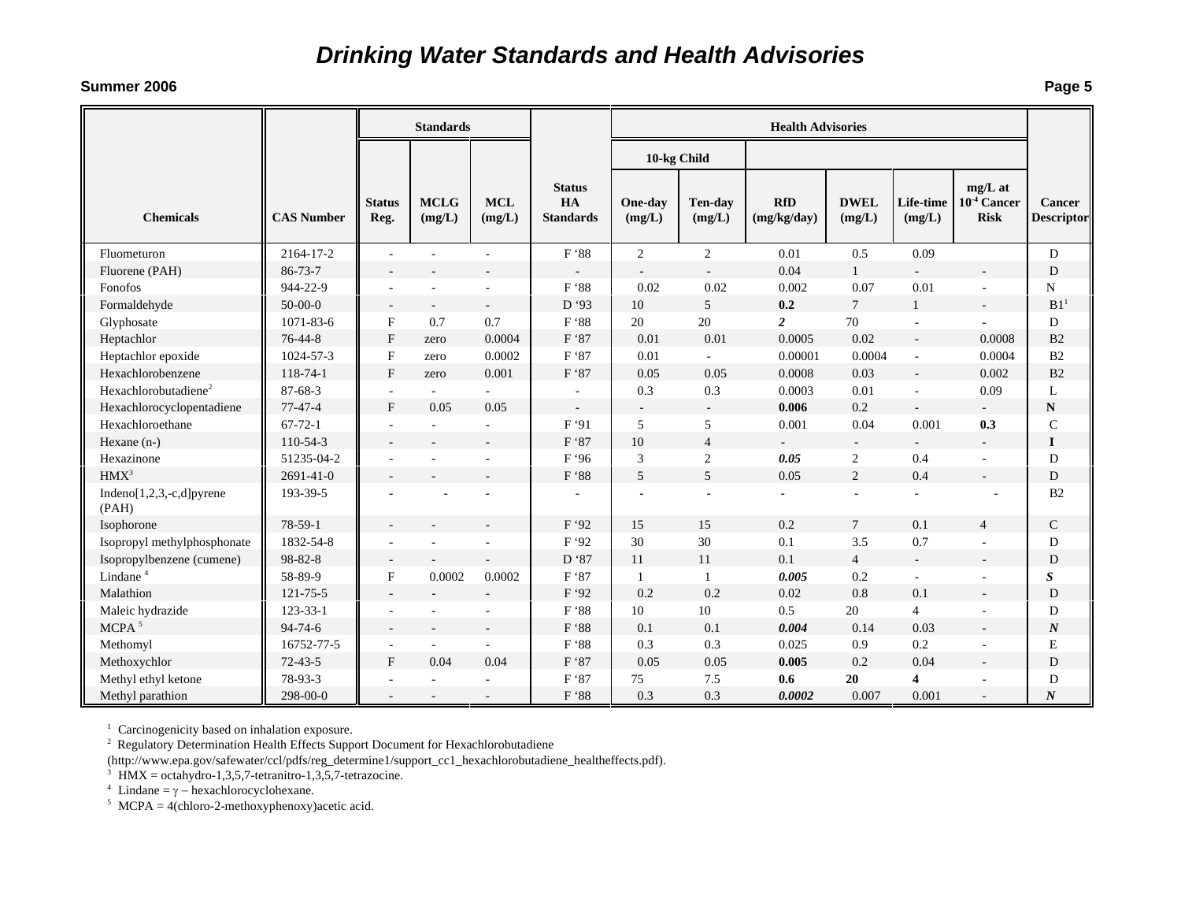# Drinking Water Standards and Health Advisories

**Summer 2006**

| Chemicals | CAS Number | Standards | | | Status HA Standards | Health Advisories | | | | | | Cancer Descriptor |
|---|---|---|---|---|---|---|---|---|---|---|---|---|
| | | | | | | 10-kg Child | | | | | | |
| | | Status Reg. | MCLG (mg/L) | MCL (mg/L) | | One-day (mg/L) | Ten-day (mg/L) | RfD (mg/kg/day) | DWEL (mg/L) | Life-time (mg/L) | mg/L at $10^{-4}$ Cancer Risk | |
| Fluometuron | 2164-17-2 | - | - | - | F '88 | 2 | 2 | 0.01 | 0.5 | 0.09 | | D |
| Fluorene (PAH) | 86-73-7 | - | - | - | - | - | - | 0.04 | 1 | - | - | D |
| Fonofos | 944-22-9 | - | - | - | F '88 | 0.02 | 0.02 | 0.002 | 0.07 | 0.01 | - | N |
| Formaldehyde | 50-00-0 | - | - | - | D '93 | 10 | 5 | **0.2** | 7 | 1 | - | B1[1] |
| Glyphosate | 1071-83-6 | F | 0.7 | 0.7 | F '88 | 20 | 20 | ***2*** | 70 | - | - | D |
| Heptachlor | 76-44-8 | F | zero | 0.0004 | F '87 | 0.01 | 0.01 | 0.0005 | 0.02 | - | 0.0008 | B2 |
| Heptachlor epoxide | 1024-57-3 | F | zero | 0.0002 | F '87 | 0.01 | - | 0.00001 | 0.0004 | - | 0.0004 | B2 |
| Hexachlorobenzene | 118-74-1 | F | zero | 0.001 | F '87 | 0.05 | 0.05 | 0.0008 | 0.03 | - | 0.002 | B2 |
| Hexachlorobutadiene[2] | 87-68-3 | - | - | - | - | 0.3 | 0.3 | 0.0003 | 0.01 | - | 0.09 | L |
| Hexachlorocyclopentadiene | 77-47-4 | F | 0.05 | 0.05 | - | - | - | **0.006** | 0.2 | - | - | **N** |
| Hexachloroethane | 67-72-1 | - | - | - | F '91 | 5 | 5 | 0.001 | 0.04 | 0.001 | **0.3** | C |
| Hexane (n-) | 110-54-3 | - | - | - | F '87 | 10 | 4 | - | - | - | - | **I** |
| Hexazinone | 51235-04-2 | - | - | - | F '96 | 3 | 2 | ***0.05*** | 2 | 0.4 | - | D |
| HMX[3] | 2691-41-0 | - | - | - | F '88 | 5 | 5 | 0.05 | 2 | 0.4 | - | D |
| Indeno[1,2,3,-c,d]pyrene (PAH) | 193-39-5 | - | - | - | - | - | - | - | - | - | - | B2 |
| Isophorone | 78-59-1 | - | - | - | F '92 | 15 | 15 | 0.2 | 7 | 0.1 | 4 | C |
| Isopropyl methylphosphonate | 1832-54-8 | - | - | - | F '92 | 30 | 30 | 0.1 | 3.5 | 0.7 | - | D |
| Isopropylbenzene (cumene) | 98-82-8 | - | - | - | D '87 | 11 | 11 | 0.1 | 4 | - | - | D |
| Lindane[4] | 58-89-9 | F | 0.0002 | 0.0002 | F '87 | 1 | 1 | ***0.005*** | 0.2 | - | - | ***S*** |
| Malathion | 121-75-5 | - | - | - | F '92 | 0.2 | 0.2 | 0.02 | 0.8 | 0.1 | - | D |
| Maleic hydrazide | 123-33-1 | - | - | - | F '88 | 10 | 10 | 0.5 | 20 | 4 | - | D |
| MCPA[5] | 94-74-6 | - | - | - | F '88 | 0.1 | 0.1 | ***0.004*** | 0.14 | 0.03 | - | ***N*** |
| Methomyl | 16752-77-5 | - | - | - | F '88 | 0.3 | 0.3 | 0.025 | 0.9 | 0.2 | - | E |
| Methoxychlor | 72-43-5 | F | 0.04 | 0.04 | F '87 | 0.05 | 0.05 | **0.005** | 0.2 | 0.04 | - | D |
| Methyl ethyl ketone | 78-93-3 | - | - | - | F '87 | 75 | 7.5 | **0.6** | **20** | **4** | - | D |
| Methyl parathion | 298-00-0 | - | - | - | F '88 | 0.3 | 0.3 | ***0.0002*** | 0.007 | 0.001 | - | ***N*** |

[1] Carcinogenicity based on inhalation exposure.
[2] Regulatory Determination Health Effects Support Document for Hexachlorobutadiene (http://www.epa.gov/safewater/ccl/pdfs/reg_determine1/support_cc1_hexachlorobutadiene_healtheffects.pdf).
[3] HMX = octahydro-1,3,5,7-tetranitro-1,3,5,7-tetrazocine.
[4] Lindane = $\gamma$ – hexachlorocyclohexane.
[5] MCPA = 4(chloro-2-methoxyphenoxy)acetic acid.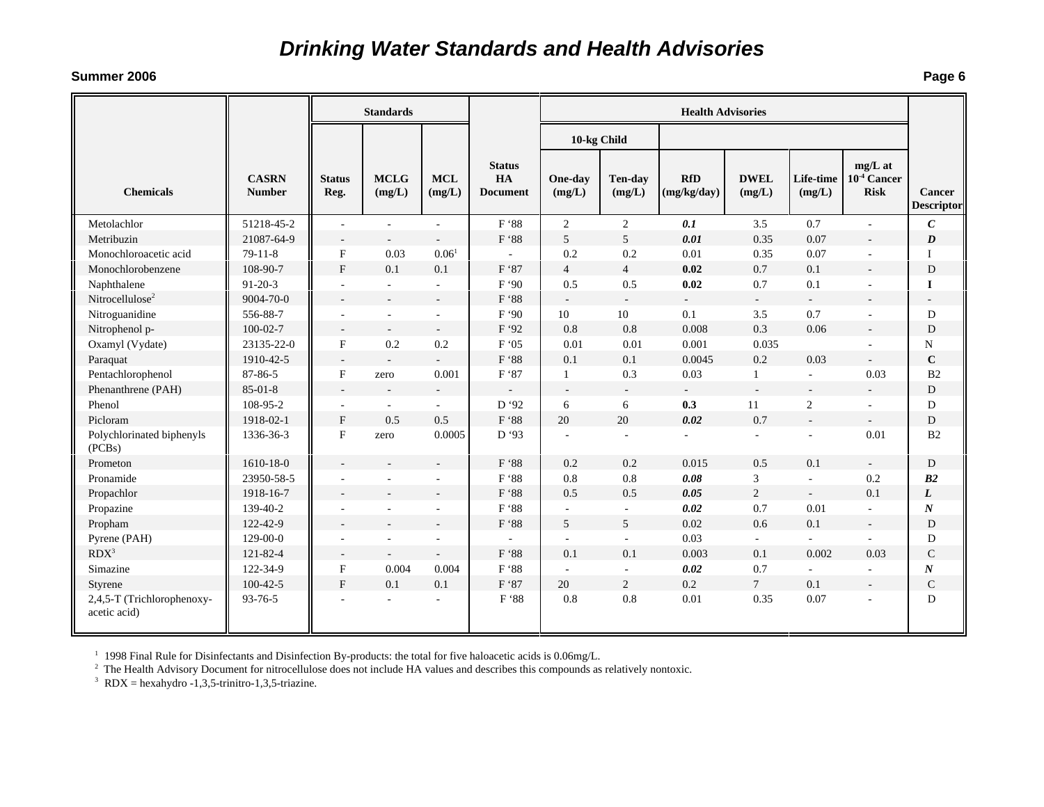# *Drinking Water Standards and Health Advisories*

**Summer 2006**

| Chemicals | CASRN Number | Standards | | | Status HA Document | Health Advisories | | | | | | Cancer Descriptor |
|---|---|---|---|---|---|---|---|---|---|---|---|---|
| | | | | | | 10-kg Child | | | | | | |
| | | Status Reg. | MCLG (mg/L) | MCL (mg/L) | | One-day (mg/L) | Ten-day (mg/L) | RfD (mg/kg/day) | DWEL (mg/L) | Life-time (mg/L) | mg/L at $10^{-4}$ Cancer Risk | |
| Metolachlor | 51218-45-2 | - | - | - | F '88 | 2 | 2 | ***0.1*** | 3.5 | 0.7 | - | ***C*** |
| Metribuzin | 21087-64-9 | - | - | - | F '88 | 5 | 5 | ***0.01*** | 0.35 | 0.07 | - | ***D*** |
| Monochloroacetic acid | 79-11-8 | F | 0.03 | 0.06[1] | - | 0.2 | 0.2 | 0.01 | 0.35 | 0.07 | - | I |
| Monochlorobenzene | 108-90-7 | F | 0.1 | 0.1 | F '87 | 4 | 4 | **0.02** | 0.7 | 0.1 | - | D |
| Naphthalene | 91-20-3 | - | - | - | F '90 | 0.5 | 0.5 | **0.02** | 0.7 | 0.1 | - | **I** |
| Nitrocellulose[2] | 9004-70-0 | - | - | - | F '88 | - | - | - | - | - | - | - |
| Nitroguanidine | 556-88-7 | - | - | - | F '90 | 10 | 10 | 0.1 | 3.5 | 0.7 | - | D |
| Nitrophenol p- | 100-02-7 | - | - | - | F '92 | 0.8 | 0.8 | 0.008 | 0.3 | 0.06 | - | D |
| Oxamyl (Vydate) | 23135-22-0 | F | 0.2 | 0.2 | F '05 | 0.01 | 0.01 | 0.001 | 0.035 | | - | N |
| Paraquat | 1910-42-5 | - | - | - | F '88 | 0.1 | 0.1 | 0.0045 | 0.2 | 0.03 | - | **C** |
| Pentachlorophenol | 87-86-5 | F | zero | 0.001 | F '87 | 1 | 0.3 | 0.03 | 1 | - | 0.03 | B2 |
| Phenanthrene (PAH) | 85-01-8 | - | - | - | - | - | - | - | - | - | - | D |
| Phenol | 108-95-2 | - | - | - | D '92 | 6 | 6 | **0.3** | 11 | 2 | - | D |
| Picloram | 1918-02-1 | F | 0.5 | 0.5 | F '88 | 20 | 20 | ***0.02*** | 0.7 | - | - | D |
| Polychlorinated biphenyls (PCBs) | 1336-36-3 | F | zero | 0.0005 | D '93 | - | - | - | - | - | 0.01 | B2 |
| Prometon | 1610-18-0 | - | - | - | F '88 | 0.2 | 0.2 | 0.015 | 0.5 | 0.1 | - | D |
| Pronamide | 23950-58-5 | - | - | - | F '88 | 0.8 | 0.8 | ***0.08*** | 3 | - | 0.2 | ***B2*** |
| Propachlor | 1918-16-7 | - | - | - | F '88 | 0.5 | 0.5 | ***0.05*** | 2 | - | 0.1 | ***L*** |
| Propazine | 139-40-2 | - | - | - | F '88 | - | - | ***0.02*** | 0.7 | 0.01 | - | ***N*** |
| Propham | 122-42-9 | - | - | - | F '88 | 5 | 5 | 0.02 | 0.6 | 0.1 | - | D |
| Pyrene (PAH) | 129-00-0 | - | - | - | - | - | - | 0.03 | - | - | - | D |
| RDX[3] | 121-82-4 | - | - | - | F '88 | 0.1 | 0.1 | 0.003 | 0.1 | 0.002 | 0.03 | C |
| Simazine | 122-34-9 | F | 0.004 | 0.004 | F '88 | - | - | ***0.02*** | 0.7 | - | - | ***N*** |
| Styrene | 100-42-5 | F | 0.1 | 0.1 | F '87 | 20 | 2 | 0.2 | 7 | 0.1 | - | C |
| 2,4,5-T (Trichlorophenoxy-acetic acid) | 93-76-5 | - | - | - | F '88 | 0.8 | 0.8 | 0.01 | 0.35 | 0.07 | - | D |

[1] 1998 Final Rule for Disinfectants and Disinfection By-products: the total for five haloacetic acids is 0.06mg/L.
[2] The Health Advisory Document for nitrocellulose does not include HA values and describes this compounds as relatively nontoxic.
[3] RDX = hexahydro -1,3,5-trinitro-1,3,5-triazine.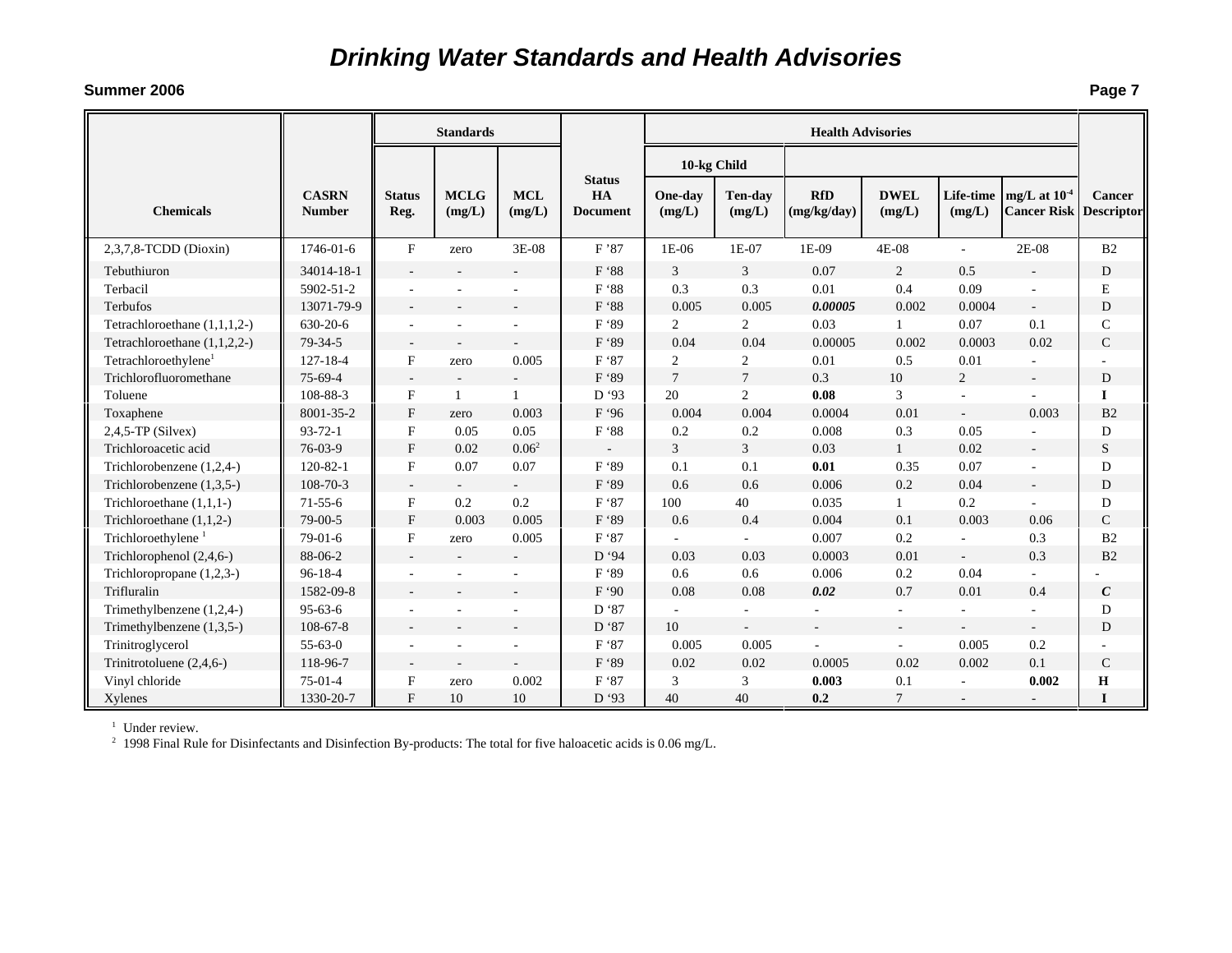# Drinking Water Standards and Health Advisories

**Summer 2006**

| Chemicals | CASRN Number | Standards | | | Status HA Document | Health Advisories | | | | | | Cancer Descriptor |
|---|---|---|---|---|---|---|---|---|---|---|---|---|
| | | Status Reg. | MCLG (mg/L) | MCL (mg/L) | | 10-kg Child One-day (mg/L) | 10-kg Child Ten-day (mg/L) | RfD (mg/kg/day) | DWEL (mg/L) | Life-time (mg/L) | mg/L at $10^{-4}$ Cancer Risk | |
| 2,3,7,8-TCDD (Dioxin) | 1746-01-6 | F | zero | 3E-08 | F '87 | 1E-06 | 1E-07 | 1E-09 | 4E-08 | - | 2E-08 | B2 |
| Tebuthiuron | 34014-18-1 | - | - | - | F '88 | 3 | 3 | 0.07 | 2 | 0.5 | - | D |
| Terbacil | 5902-51-2 | - | - | - | F '88 | 0.3 | 0.3 | 0.01 | 0.4 | 0.09 | - | E |
| Terbufos | 13071-79-9 | - | - | - | F '88 | 0.005 | 0.005 | ***0.00005*** | 0.002 | 0.0004 | - | D |
| Tetrachloroethane (1,1,1,2-) | 630-20-6 | - | - | - | F '89 | 2 | 2 | 0.03 | 1 | 0.07 | 0.1 | C |
| Tetrachloroethane (1,1,2,2-) | 79-34-5 | - | - | - | F '89 | 0.04 | 0.04 | 0.00005 | 0.002 | 0.0003 | 0.02 | C |
| Tetrachloroethylene[1] | 127-18-4 | F | zero | 0.005 | F '87 | 2 | 2 | 0.01 | 0.5 | 0.01 | - | - |
| Trichlorofluoromethane | 75-69-4 | - | - | - | F '89 | 7 | 7 | 0.3 | 10 | 2 | - | D |
| Toluene | 108-88-3 | F | 1 | 1 | D '93 | 20 | 2 | **0.08** | 3 | - | - | **I** |
| Toxaphene | 8001-35-2 | F | zero | 0.003 | F '96 | 0.004 | 0.004 | 0.0004 | 0.01 | - | 0.003 | B2 |
| 2,4,5-TP (Silvex) | 93-72-1 | F | 0.05 | 0.05 | F '88 | 0.2 | 0.2 | 0.008 | 0.3 | 0.05 | - | D |
| Trichloroacetic acid | 76-03-9 | F | 0.02 | 0.06[2] | - | 3 | 3 | 0.03 | 1 | 0.02 | - | S |
| Trichlorobenzene (1,2,4-) | 120-82-1 | F | 0.07 | 0.07 | F '89 | 0.1 | 0.1 | **0.01** | 0.35 | 0.07 | - | D |
| Trichlorobenzene (1,3,5-) | 108-70-3 | - | - | - | F '89 | 0.6 | 0.6 | 0.006 | 0.2 | 0.04 | - | D |
| Trichloroethane (1,1,1-) | 71-55-6 | F | 0.2 | 0.2 | F '87 | 100 | 40 | 0.035 | 1 | 0.2 | - | D |
| Trichloroethane (1,1,2-) | 79-00-5 | F | 0.003 | 0.005 | F '89 | 0.6 | 0.4 | 0.004 | 0.1 | 0.003 | 0.06 | C |
| Trichloroethylene [1] | 79-01-6 | F | zero | 0.005 | F '87 | - | - | 0.007 | 0.2 | - | 0.3 | B2 |
| Trichlorophenol (2,4,6-) | 88-06-2 | - | - | - | D '94 | 0.03 | 0.03 | 0.0003 | 0.01 | - | 0.3 | B2 |
| Trichloropropane (1,2,3-) | 96-18-4 | - | - | - | F '89 | 0.6 | 0.6 | 0.006 | 0.2 | 0.04 | - | - |
| Trifluralin | 1582-09-8 | - | - | - | F '90 | 0.08 | 0.08 | ***0.02*** | 0.7 | 0.01 | 0.4 | ***C*** |
| Trimethylbenzene (1,2,4-) | 95-63-6 | - | - | - | D '87 | - | - | - | - | - | - | D |
| Trimethylbenzene (1,3,5-) | 108-67-8 | - | - | - | D '87 | 10 | - | - | - | - | - | D |
| Trinitroglycerol | 55-63-0 | - | - | - | F '87 | 0.005 | 0.005 | - | - | 0.005 | 0.2 | - |
| Trinitrotoluene (2,4,6-) | 118-96-7 | - | - | - | F '89 | 0.02 | 0.02 | 0.0005 | 0.02 | 0.002 | 0.1 | C |
| Vinyl chloride | 75-01-4 | F | zero | 0.002 | F '87 | 3 | 3 | **0.003** | 0.1 | - | **0.002** | **H** |
| Xylenes | 1330-20-7 | F | 10 | 10 | D '93 | 40 | 40 | **0.2** | 7 | - | - | **I** |

[1] Under review.

[2] 1998 Final Rule for Disinfectants and Disinfection By-products: The total for five haloacetic acids is 0.06 mg/L.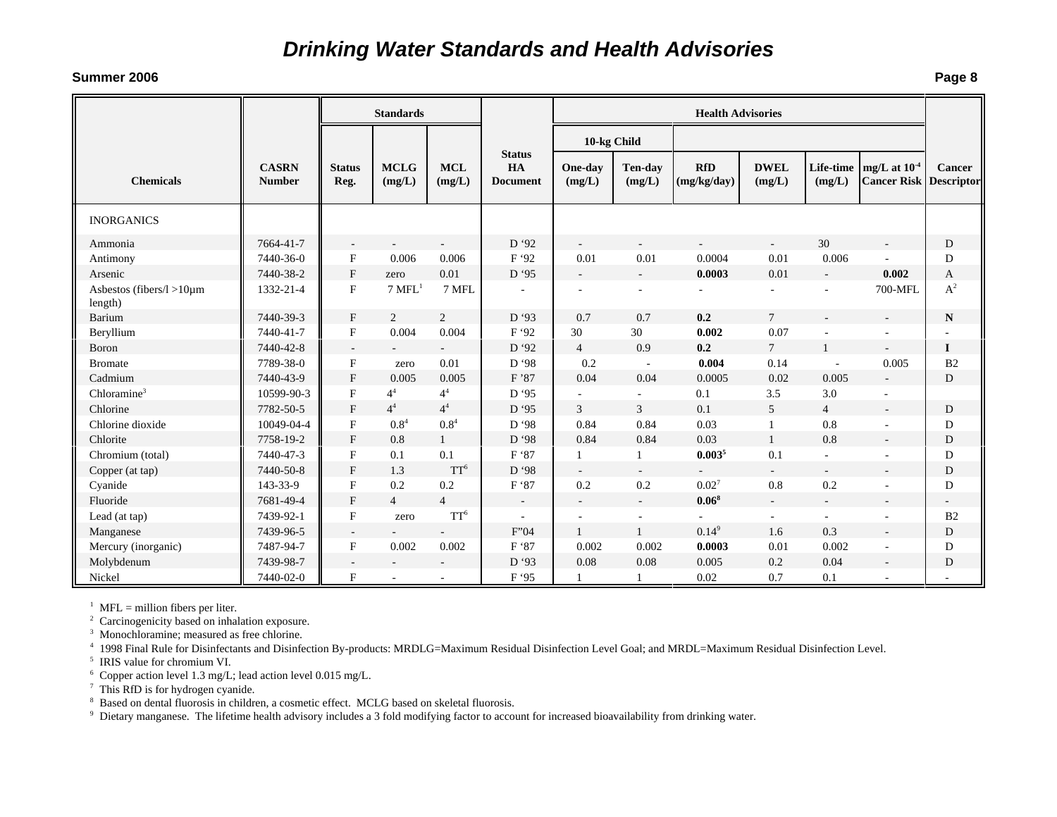# Drinking Water Standards and Health Advisories

**Summer 2006**

| Chemicals | CASRN Number | Standards | | | Status HA Document | Health Advisories | | | | | | Cancer Descriptor |
|---|---|---|---|---|---|---|---|---|---|---|---|---|
| | | | | | | 10-kg Child | | | | | | |
| | | Status Reg. | MCLG (mg/L) | MCL (mg/L) | | One-day (mg/L) | Ten-day (mg/L) | RfD (mg/kg/day) | DWEL (mg/L) | Life-time (mg/L) | mg/L at $10^{-4}$ Cancer Risk | |
| INORGANICS | | | | | | | | | | | | |
| Ammonia | 7664-41-7 | - | - | - | D '92 | - | - | - | - | 30 | - | D |
| Antimony | 7440-36-0 | F | 0.006 | 0.006 | F '92 | 0.01 | 0.01 | 0.0004 | 0.01 | 0.006 | - | D |
| Arsenic | 7440-38-2 | F | zero | 0.01 | D '95 | - | - | **0.0003** | 0.01 | - | **0.002** | A |
| Asbestos (fibers/l >10µm length) | 1332-21-4 | F | 7 MFL[1] | 7 MFL | - | - | - | - | - | - | 700-MFL | A[2] |
| Barium | 7440-39-3 | F | 2 | 2 | D '93 | 0.7 | 0.7 | **0.2** | 7 | - | - | **N** |
| Beryllium | 7440-41-7 | F | 0.004 | 0.004 | F '92 | 30 | 30 | **0.002** | 0.07 | - | - | - |
| Boron | 7440-42-8 | - | - | - | D '92 | 4 | 0.9 | **0.2** | 7 | 1 | - | **I** |
| Bromate | 7789-38-0 | F | zero | 0.01 | D '98 | 0.2 | - | **0.004** | 0.14 | - | 0.005 | B2 |
| Cadmium | 7440-43-9 | F | 0.005 | 0.005 | F '87 | 0.04 | 0.04 | 0.0005 | 0.02 | 0.005 | - | D |
| Chloramine[3] | 10599-90-3 | F | 4[4] | 4[4] | D '95 | - | - | 0.1 | 3.5 | 3.0 | - | |
| Chlorine | 7782-50-5 | F | 4[4] | 4[4] | D '95 | 3 | 3 | 0.1 | 5 | 4 | - | D |
| Chlorine dioxide | 10049-04-4 | F | 0.8[4] | 0.8[4] | D '98 | 0.84 | 0.84 | 0.03 | 1 | 0.8 | - | D |
| Chlorite | 7758-19-2 | F | 0.8 | 1 | D '98 | 0.84 | 0.84 | 0.03 | 1 | 0.8 | - | D |
| Chromium (total) | 7440-47-3 | F | 0.1 | 0.1 | F '87 | 1 | 1 | **0.003**[5] | 0.1 | - | - | D |
| Copper (at tap) | 7440-50-8 | F | 1.3 | TT[6] | D '98 | - | - | - | - | - | - | D |
| Cyanide | 143-33-9 | F | 0.2 | 0.2 | F '87 | 0.2 | 0.2 | 0.02[7] | 0.8 | 0.2 | - | D |
| Fluoride | 7681-49-4 | F | 4 | 4 | - | - | - | **0.06**[8] | - | - | - | - |
| Lead (at tap) | 7439-92-1 | F | zero | TT[6] | - | - | - | - | - | - | - | B2 |
| Manganese | 7439-96-5 | - | - | - | F"04 | 1 | 1 | 0.14[9] | 1.6 | 0.3 | - | D |
| Mercury (inorganic) | 7487-94-7 | F | 0.002 | 0.002 | F '87 | 0.002 | 0.002 | **0.0003** | 0.01 | 0.002 | - | D |
| Molybdenum | 7439-98-7 | - | - | - | D '93 | 0.08 | 0.08 | 0.005 | 0.2 | 0.04 | - | D |
| Nickel | 7440-02-0 | F | - | - | F '95 | 1 | 1 | 0.02 | 0.7 | 0.1 | - | - |

[1] MFL = million fibers per liter.
[2] Carcinogenicity based on inhalation exposure.
[3] Monochloramine; measured as free chlorine.
[4] 1998 Final Rule for Disinfectants and Disinfection By-products: MRDLG=Maximum Residual Disinfection Level Goal; and MRDL=Maximum Residual Disinfection Level.
[5] IRIS value for chromium VI.
[6] Copper action level 1.3 mg/L; lead action level 0.015 mg/L.
[7] This RfD is for hydrogen cyanide.
[8] Based on dental fluorosis in children, a cosmetic effect. MCLG based on skeletal fluorosis.
[9] Dietary manganese. The lifetime health advisory includes a 3 fold modifying factor to account for increased bioavailability from drinking water.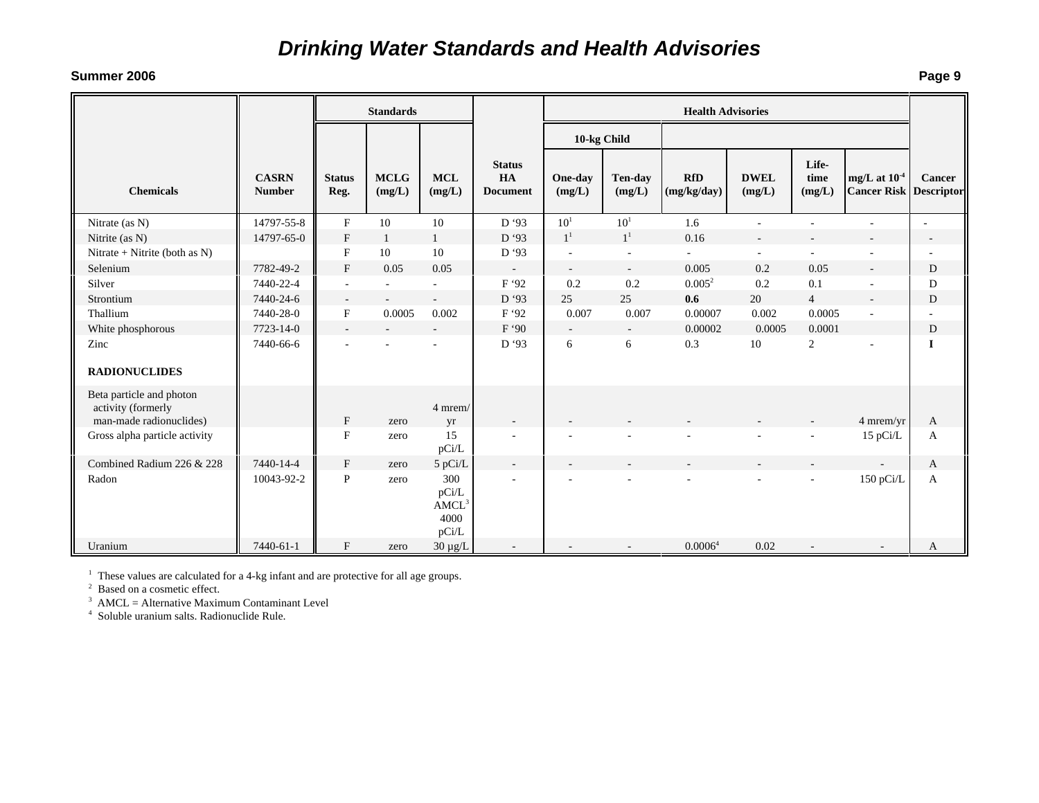# *Drinking Water Standards and Health Advisories*

**Summer 2006**

| Chemicals | CASRN Number | Standards | | | Status HA Document | Health Advisories | | | | | | Cancer Descriptor |
|---|---|---|---|---|---|---|---|---|---|---|---|---|
| | | | | | | 10-kg Child | | | | | | |
| | | Status Reg. | MCLG (mg/L) | MCL (mg/L) | | One-day (mg/L) | Ten-day (mg/L) | RfD (mg/kg/day) | DWEL (mg/L) | Life-time (mg/L) | mg/L at $10^{-4}$ Cancer Risk | |
| Nitrate (as N) | 14797-55-8 | F | 10 | 10 | D '93 | 10[1] | 10[1] | 1.6 | - | - | - | - |
| Nitrite (as N) | 14797-65-0 | F | 1 | 1 | D '93 | 1[1] | 1[1] | 0.16 | - | - | - | - |
| Nitrate + Nitrite (both as N) | | F | 10 | 10 | D '93 | - | - | - | - | - | - | - |
| Selenium | 7782-49-2 | F | 0.05 | 0.05 | - | - | - | 0.005 | 0.2 | 0.05 | - | D |
| Silver | 7440-22-4 | - | - | - | F '92 | 0.2 | 0.2 | 0.005[2] | 0.2 | 0.1 | - | D |
| Strontium | 7440-24-6 | - | - | - | D '93 | 25 | 25 | **0.6** | 20 | 4 | - | D |
| Thallium | 7440-28-0 | F | 0.0005 | 0.002 | F '92 | 0.007 | 0.007 | 0.00007 | 0.002 | 0.0005 | - | - |
| White phosphorous | 7723-14-0 | - | - | - | F '90 | - | - | 0.00002 | 0.0005 | 0.0001 | | D |
| Zinc | 7440-66-6 | - | - | - | D '93 | 6 | 6 | 0.3 | 10 | 2 | - | **I** |
| **RADIONUCLIDES** | | | | | | | | | | | | |
| Beta particle and photon activity (formerly man-made radionuclides) | | F | zero | 4 mrem/yr | - | - | - | - | - | - | 4 mrem/yr | A |
| Gross alpha particle activity | | F | zero | 15 pCi/L | - | - | - | - | - | - | 15 pCi/L | A |
| Combined Radium 226 & 228 | 7440-14-4 | F | zero | 5 pCi/L | - | - | - | - | - | - | - | A |
| Radon | 10043-92-2 | P | zero | 300 pCi/L AMCL[3] 4000 pCi/L | - | - | - | - | - | - | 150 pCi/L | A |
| Uranium | 7440-61-1 | F | zero | 30 µg/L | - | - | - | 0.0006[4] | 0.02 | - | - | A |

[1] These values are calculated for a 4-kg infant and are protective for all age groups.
[2] Based on a cosmetic effect.
[3] AMCL = Alternative Maximum Contaminant Level
[4] Soluble uranium salts. Radionuclide Rule.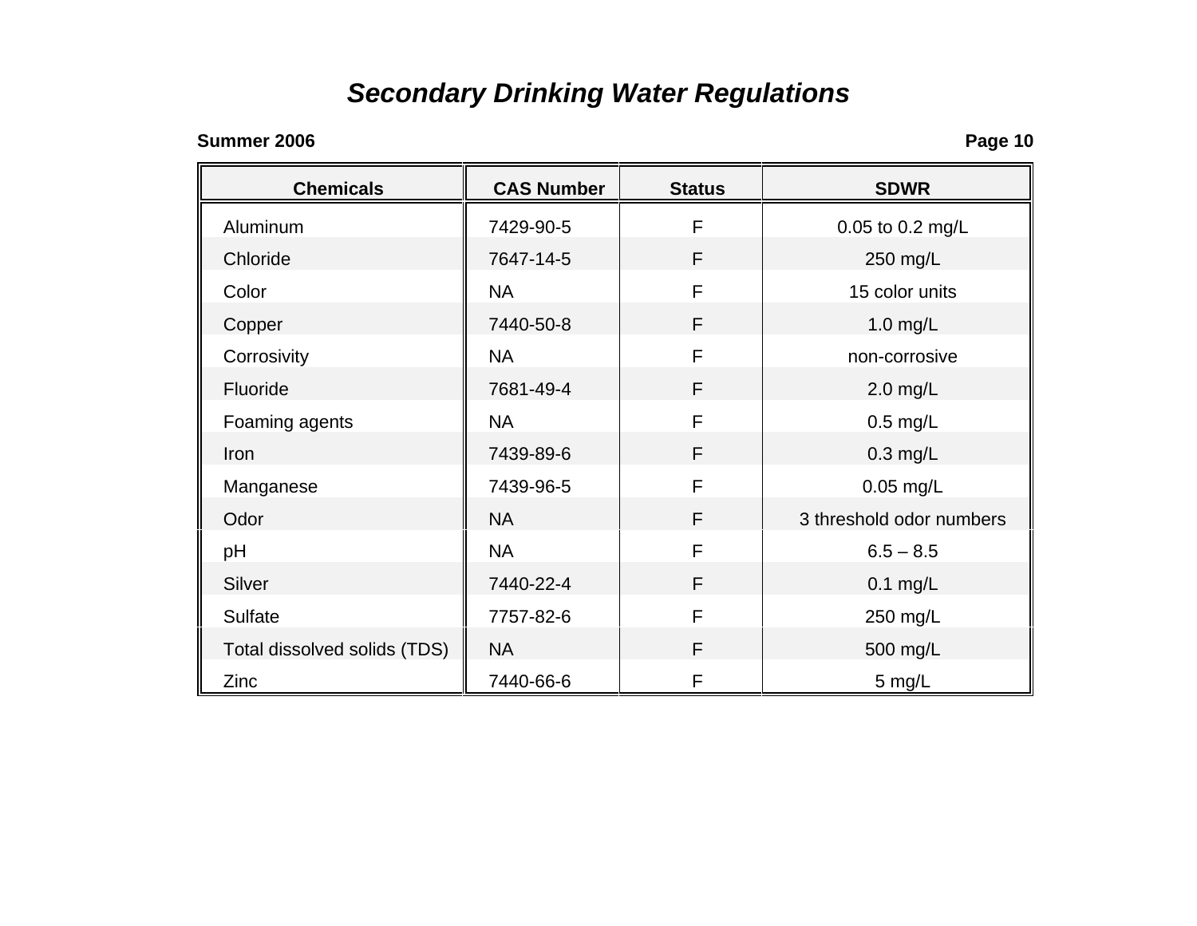# *Secondary Drinking Water Regulations*

| Chemicals | CAS Number | Status | SDWR |
|---|---|---|---|
| Aluminum | 7429-90-5 | F | 0.05 to 0.2 mg/L |
| Chloride | 7647-14-5 | F | 250 mg/L |
| Color | NA | F | 15 color units |
| Copper | 7440-50-8 | F | 1.0 mg/L |
| Corrosivity | NA | F | non-corrosive |
| Fluoride | 7681-49-4 | F | 2.0 mg/L |
| Foaming agents | NA | F | 0.5 mg/L |
| Iron | 7439-89-6 | F | 0.3 mg/L |
| Manganese | 7439-96-5 | F | 0.05 mg/L |
| Odor | NA | F | 3 threshold odor numbers |
| pH | NA | F | 6.5 – 8.5 |
| Silver | 7440-22-4 | F | 0.1 mg/L |
| Sulfate | 7757-82-6 | F | 250 mg/L |
| Total dissolved solids (TDS) | NA | F | 500 mg/L |
| Zinc | 7440-66-6 | F | 5 mg/L |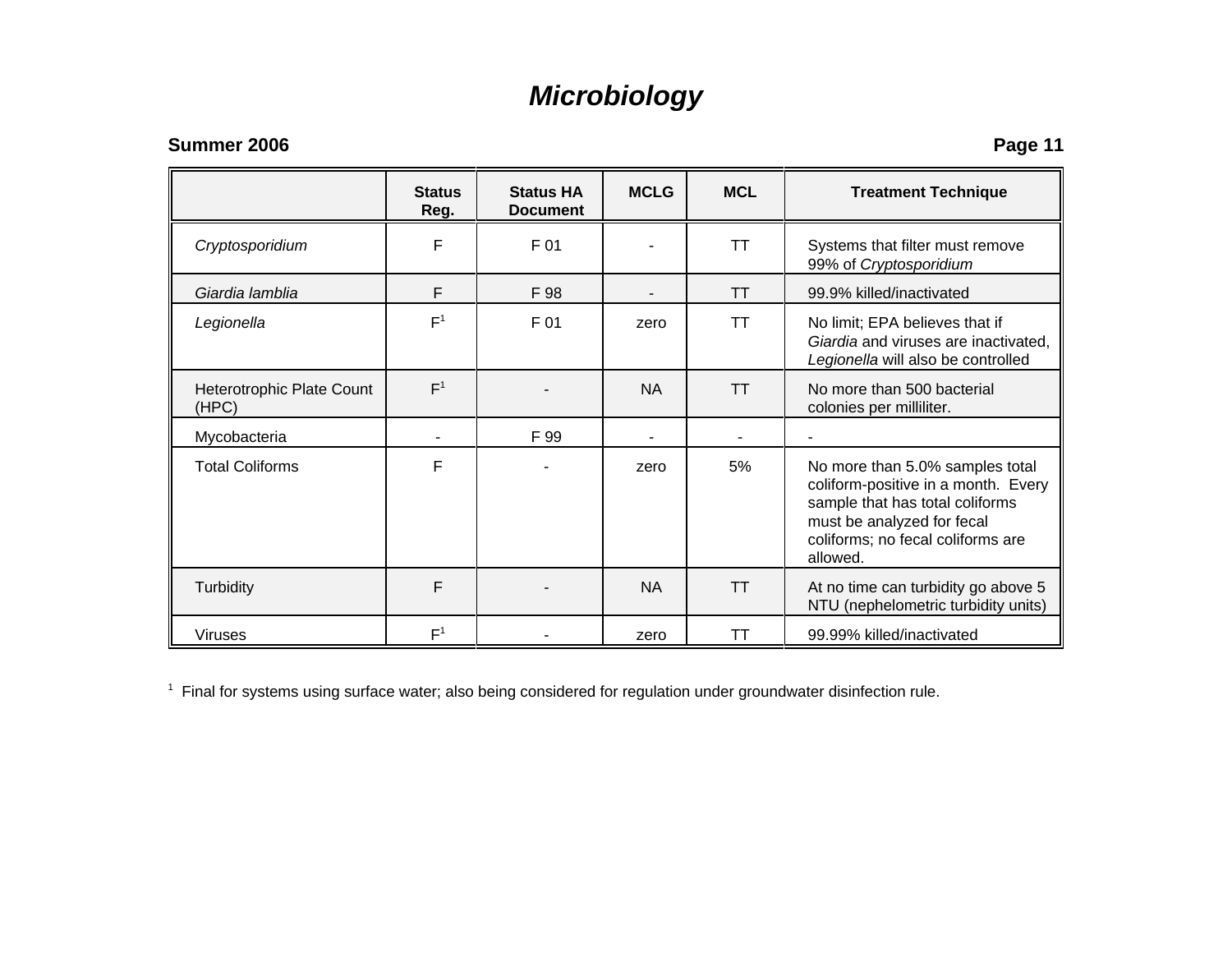# *Microbiology*

**Summer 2006**

| | Status Reg. | Status HA Document | MCLG | MCL | Treatment Technique |
|---|---|---|---|---|---|
| *Cryptosporidium* | F | F 01 | - | TT | Systems that filter must remove 99% of *Cryptosporidium* |
| *Giardia lamblia* | F | F 98 | - | TT | 99.9% killed/inactivated |
| *Legionella* | F[1] | F 01 | zero | TT | No limit; EPA believes that if *Giardia* and viruses are inactivated, *Legionella* will also be controlled |
| Heterotrophic Plate Count (HPC) | F[1] | - | NA | TT | No more than 500 bacterial colonies per milliliter. |
| Mycobacteria | - | F 99 | - | - | - |
| Total Coliforms | F | - | zero | 5% | No more than 5.0% samples total coliform-positive in a month. Every sample that has total coliforms must be analyzed for fecal coliforms; no fecal coliforms are allowed. |
| Turbidity | F | - | NA | TT | At no time can turbidity go above 5 NTU (nephelometric turbidity units) |
| Viruses | F[1] | - | zero | TT | 99.99% killed/inactivated |

[1] Final for systems using surface water; also being considered for regulation under groundwater disinfection rule.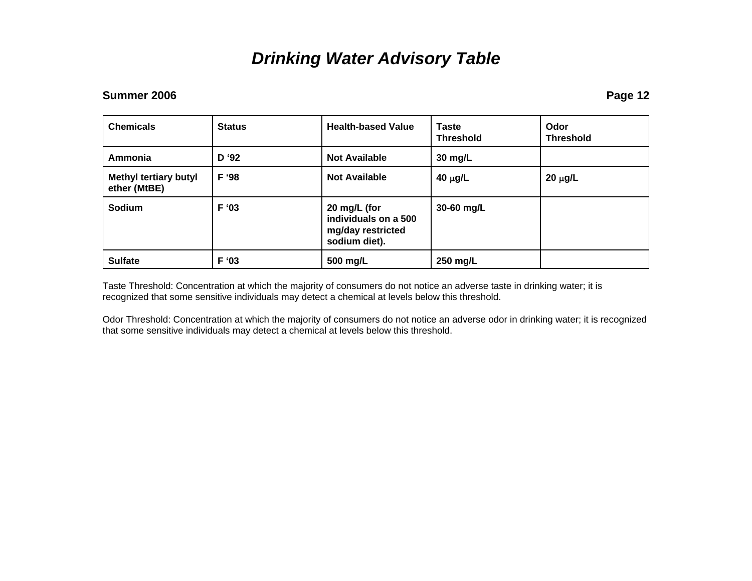# *Drinking Water Advisory Table*

**Summer 2006**

| Chemicals | Status | Health-based Value | Taste Threshold | Odor Threshold |
|---|---|---|---|---|
| **Ammonia** | **D '92** | **Not Available** | **30 mg/L** | |
| **Methyl tertiary butyl ether (MtBE)** | **F '98** | **Not Available** | **40 μg/L** | **20 μg/L** |
| **Sodium** | **F '03** | **20 mg/L (for individuals on a 500 mg/day restricted sodium diet).** | **30-60 mg/L** | |
| **Sulfate** | **F '03** | **500 mg/L** | **250 mg/L** | |

Taste Threshold: Concentration at which the majority of consumers do not notice an adverse taste in drinking water; it is recognized that some sensitive individuals may detect a chemical at levels below this threshold.

Odor Threshold: Concentration at which the majority of consumers do not notice an adverse odor in drinking water; it is recognized that some sensitive individuals may detect a chemical at levels below this threshold.